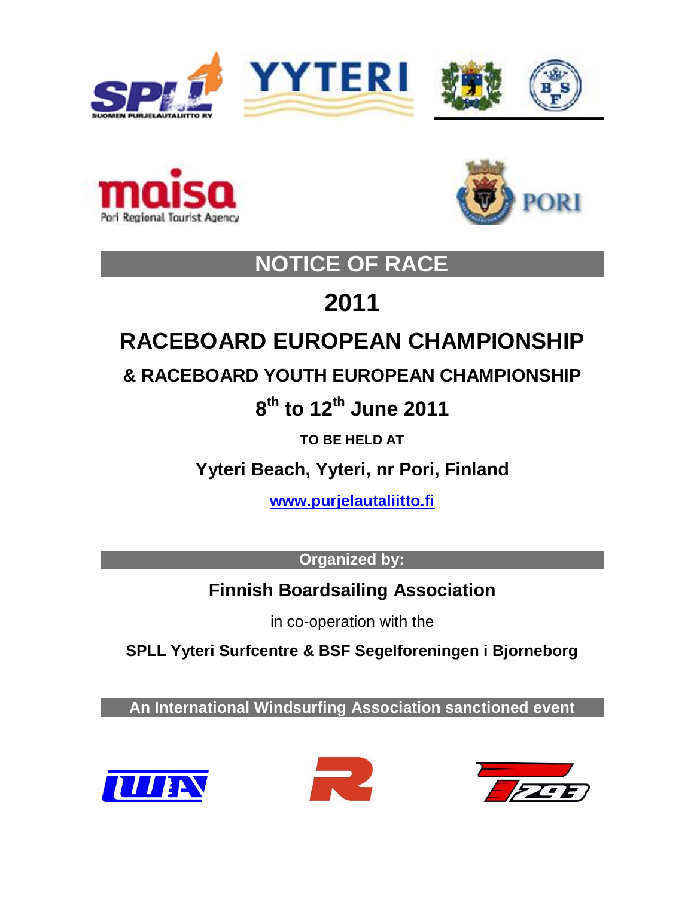# NOTICE OF RACE

# 2011

# RACEBOARD EUROPEAN CHAMPIONSHIP

## & RACEBOARD YOUTH EUROPEAN CHAMPIONSHIP

## 8th to 12th June 2011

**TO BE HELD AT**

**Yyteri Beach, Yyteri, nr Pori, Finland**

**www.purjelautaliitto.fi**

**Organized by:**

**Finnish Boardsailing Association**

in co-operation with the

**SPLL Yyteri Surfcentre & BSF Segelforeningen i Bjorneborg**

**An International Windsurfing Association sanctioned event**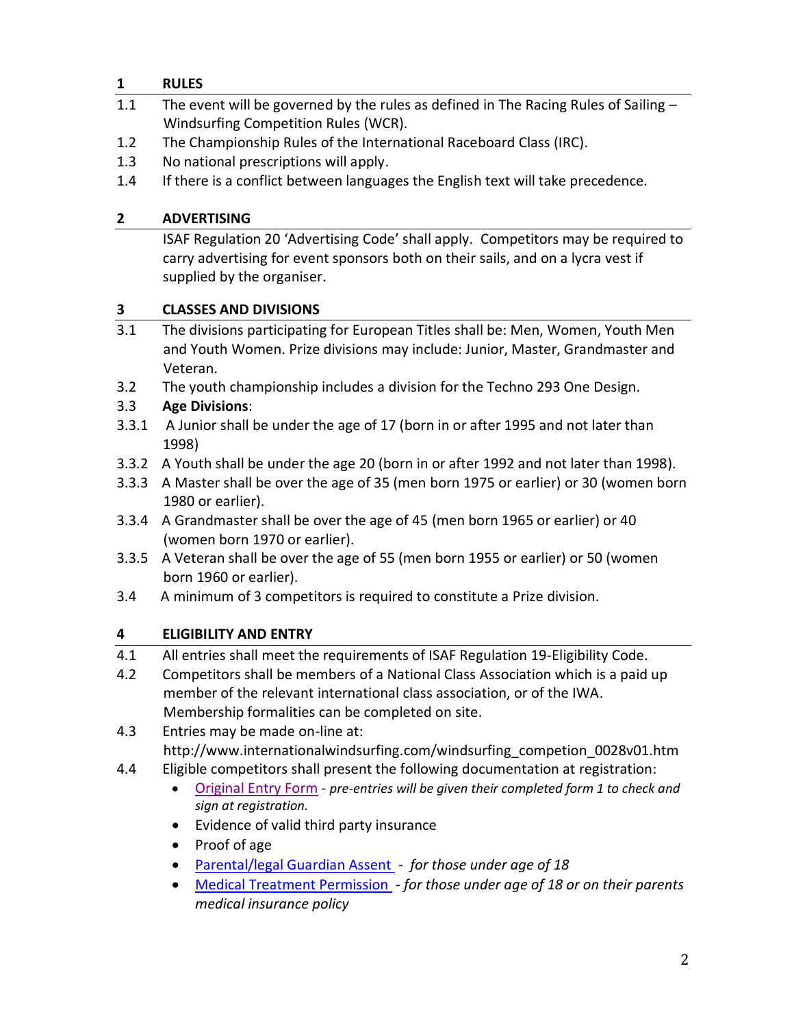## 1 RULES

1.1 The event will be governed by the rules as defined in The Racing Rules of Sailing – Windsurfing Competition Rules (WCR).

1.2 The Championship Rules of the International Raceboard Class (IRC).

1.3 No national prescriptions will apply.

1.4 If there is a conflict between languages the English text will take precedence.

## 2 ADVERTISING

ISAF Regulation 20 'Advertising Code' shall apply. Competitors may be required to carry advertising for event sponsors both on their sails, and on a lycra vest if supplied by the organiser.

## 3 CLASSES AND DIVISIONS

3.1 The divisions participating for European Titles shall be: Men, Women, Youth Men and Youth Women. Prize divisions may include: Junior, Master, Grandmaster and Veteran.

3.2 The youth championship includes a division for the Techno 293 One Design.

3.3 **Age Divisions**:

3.3.1 A Junior shall be under the age of 17 (born in or after 1995 and not later than 1998)

3.3.2 A Youth shall be under the age 20 (born in or after 1992 and not later than 1998).

3.3.3 A Master shall be over the age of 35 (men born 1975 or earlier) or 30 (women born 1980 or earlier).

3.3.4 A Grandmaster shall be over the age of 45 (men born 1965 or earlier) or 40 (women born 1970 or earlier).

3.3.5 A Veteran shall be over the age of 55 (men born 1955 or earlier) or 50 (women born 1960 or earlier).

3.4 A minimum of 3 competitors is required to constitute a Prize division.

## 4 ELIGIBILITY AND ENTRY

4.1 All entries shall meet the requirements of ISAF Regulation 19-Eligibility Code.

4.2 Competitors shall be members of a National Class Association which is a paid up member of the relevant international class association, or of the IWA. Membership formalities can be completed on site.

4.3 Entries may be made on-line at: http://www.internationalwindsurfing.com/windsurfing_competion_0028v01.htm

4.4 Eligible competitors shall present the following documentation at registration:

- Original Entry Form - *pre-entries will be given their completed form 1 to check and sign at registration.*
- Evidence of valid third party insurance
- Proof of age
- Parental/legal Guardian Assent - *for those under age of 18*
- Medical Treatment Permission - *for those under age of 18 or on their parents medical insurance policy*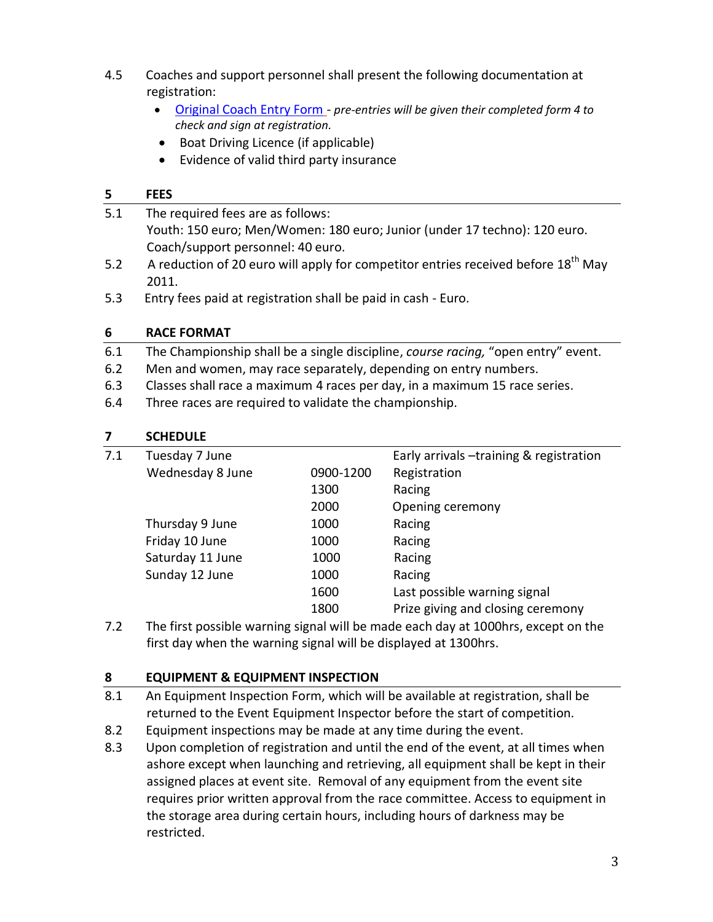4.5 Coaches and support personnel shall present the following documentation at registration:

- Original Coach Entry Form - *pre-entries will be given their completed form 4 to check and sign at registration.*
- Boat Driving Licence (if applicable)
- Evidence of valid third party insurance

## 5 FEES

5.1 The required fees are as follows:
Youth: 150 euro; Men/Women: 180 euro; Junior (under 17 techno): 120 euro.
Coach/support personnel: 40 euro.

5.2 A reduction of 20 euro will apply for competitor entries received before 18th May 2011.

5.3 Entry fees paid at registration shall be paid in cash - Euro.

## 6 RACE FORMAT

6.1 The Championship shall be a single discipline, *course racing,* "open entry" event.

6.2 Men and women, may race separately, depending on entry numbers.

6.3 Classes shall race a maximum 4 races per day, in a maximum 15 race series.

6.4 Three races are required to validate the championship.

## 7 SCHEDULE

7.1

| Day | Time | Event |
|---|---|---|
| Tuesday 7 June | | Early arrivals –training & registration |
| Wednesday 8 June | 0900-1200 | Registration |
| | 1300 | Racing |
| | 2000 | Opening ceremony |
| Thursday 9 June | 1000 | Racing |
| Friday 10 June | 1000 | Racing |
| Saturday 11 June | 1000 | Racing |
| Sunday 12 June | 1000 | Racing |
| | 1600 | Last possible warning signal |
| | 1800 | Prize giving and closing ceremony |

7.2 The first possible warning signal will be made each day at 1000hrs, except on the first day when the warning signal will be displayed at 1300hrs.

## 8 EQUIPMENT & EQUIPMENT INSPECTION

8.1 An Equipment Inspection Form, which will be available at registration, shall be returned to the Event Equipment Inspector before the start of competition.

8.2 Equipment inspections may be made at any time during the event.

8.3 Upon completion of registration and until the end of the event, at all times when ashore except when launching and retrieving, all equipment shall be kept in their assigned places at event site. Removal of any equipment from the event site requires prior written approval from the race committee. Access to equipment in the storage area during certain hours, including hours of darkness may be restricted.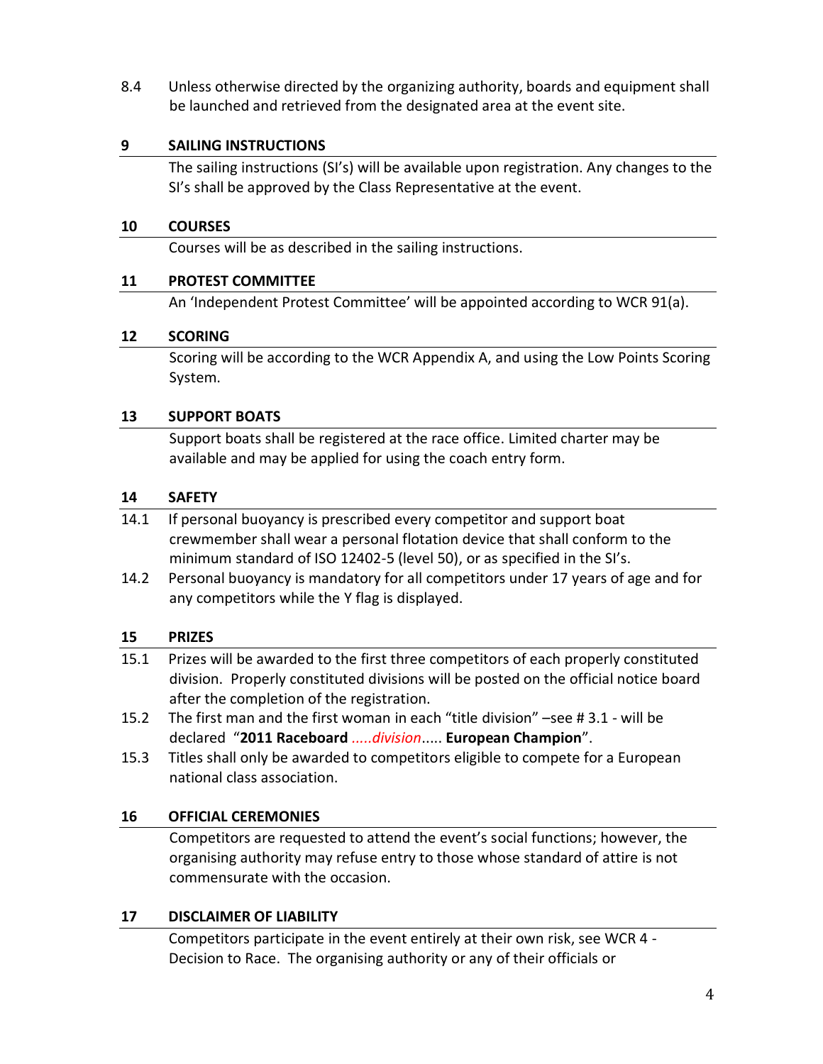8.4 Unless otherwise directed by the organizing authority, boards and equipment shall be launched and retrieved from the designated area at the event site.

## 9 SAILING INSTRUCTIONS

The sailing instructions (SI's) will be available upon registration. Any changes to the SI's shall be approved by the Class Representative at the event.

## 10 COURSES

Courses will be as described in the sailing instructions.

## 11 PROTEST COMMITTEE

An 'Independent Protest Committee' will be appointed according to WCR 91(a).

## 12 SCORING

Scoring will be according to the WCR Appendix A, and using the Low Points Scoring System.

## 13 SUPPORT BOATS

Support boats shall be registered at the race office. Limited charter may be available and may be applied for using the coach entry form.

## 14 SAFETY

14.1 If personal buoyancy is prescribed every competitor and support boat crewmember shall wear a personal flotation device that shall conform to the minimum standard of ISO 12402-5 (level 50), or as specified in the SI's.

14.2 Personal buoyancy is mandatory for all competitors under 17 years of age and for any competitors while the Y flag is displayed.

## 15 PRIZES

15.1 Prizes will be awarded to the first three competitors of each properly constituted division. Properly constituted divisions will be posted on the official notice board after the completion of the registration.

15.2 The first man and the first woman in each "title division" –see # 3.1 - will be declared "**2011 Raceboard** *.....division*..... **European Champion**".

15.3 Titles shall only be awarded to competitors eligible to compete for a European national class association.

## 16 OFFICIAL CEREMONIES

Competitors are requested to attend the event's social functions; however, the organising authority may refuse entry to those whose standard of attire is not commensurate with the occasion.

## 17 DISCLAIMER OF LIABILITY

Competitors participate in the event entirely at their own risk, see WCR 4 - Decision to Race. The organising authority or any of their officials or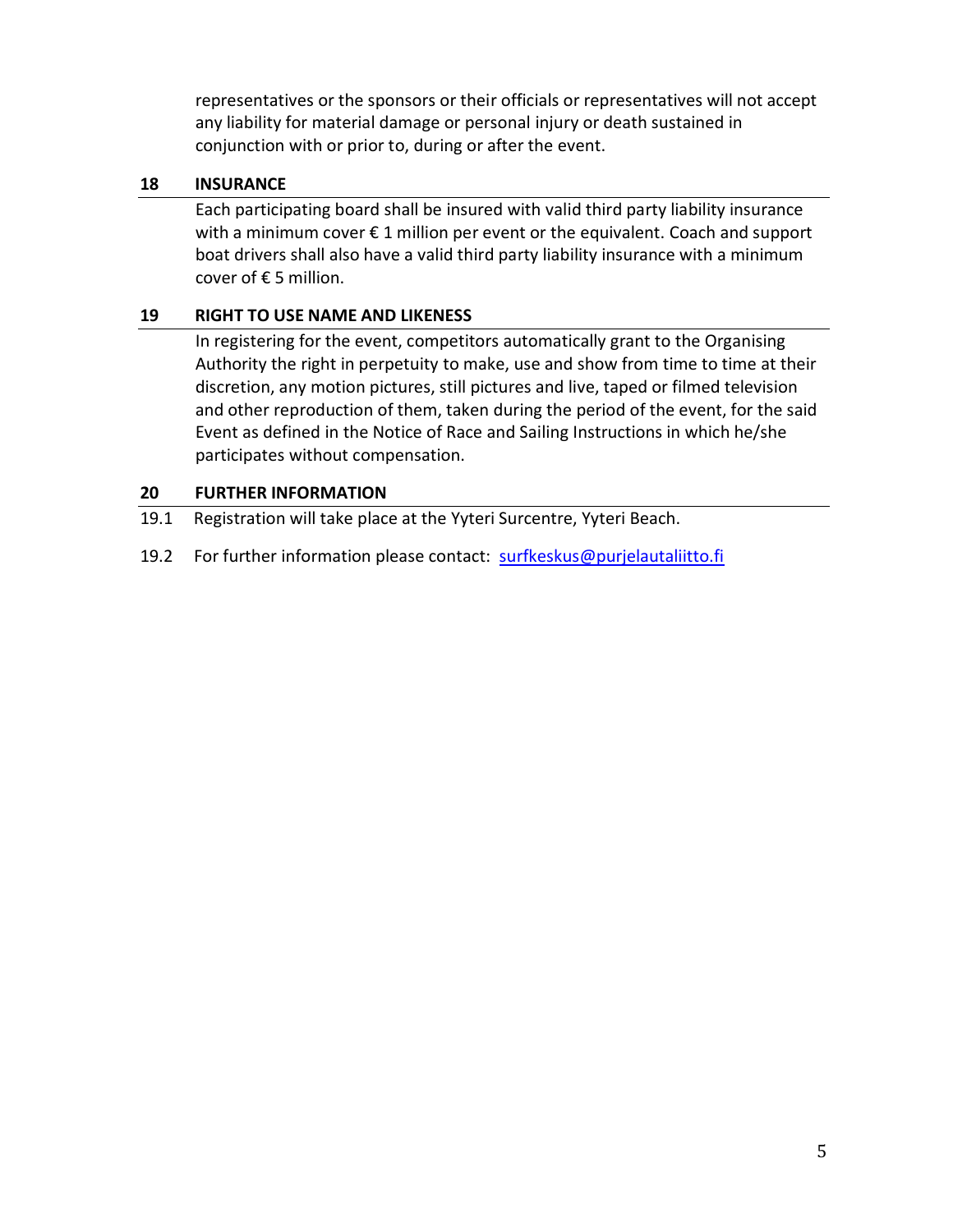representatives or the sponsors or their officials or representatives will not accept any liability for material damage or personal injury or death sustained in conjunction with or prior to, during or after the event.

## 18 INSURANCE

Each participating board shall be insured with valid third party liability insurance with a minimum cover € 1 million per event or the equivalent. Coach and support boat drivers shall also have a valid third party liability insurance with a minimum cover of € 5 million.

## 19 RIGHT TO USE NAME AND LIKENESS

In registering for the event, competitors automatically grant to the Organising Authority the right in perpetuity to make, use and show from time to time at their discretion, any motion pictures, still pictures and live, taped or filmed television and other reproduction of them, taken during the period of the event, for the said Event as defined in the Notice of Race and Sailing Instructions in which he/she participates without compensation.

## 20 FURTHER INFORMATION

19.1 Registration will take place at the Yyteri Surcentre, Yyteri Beach.

19.2 For further information please contact: surfkeskus@purjelautaliitto.fi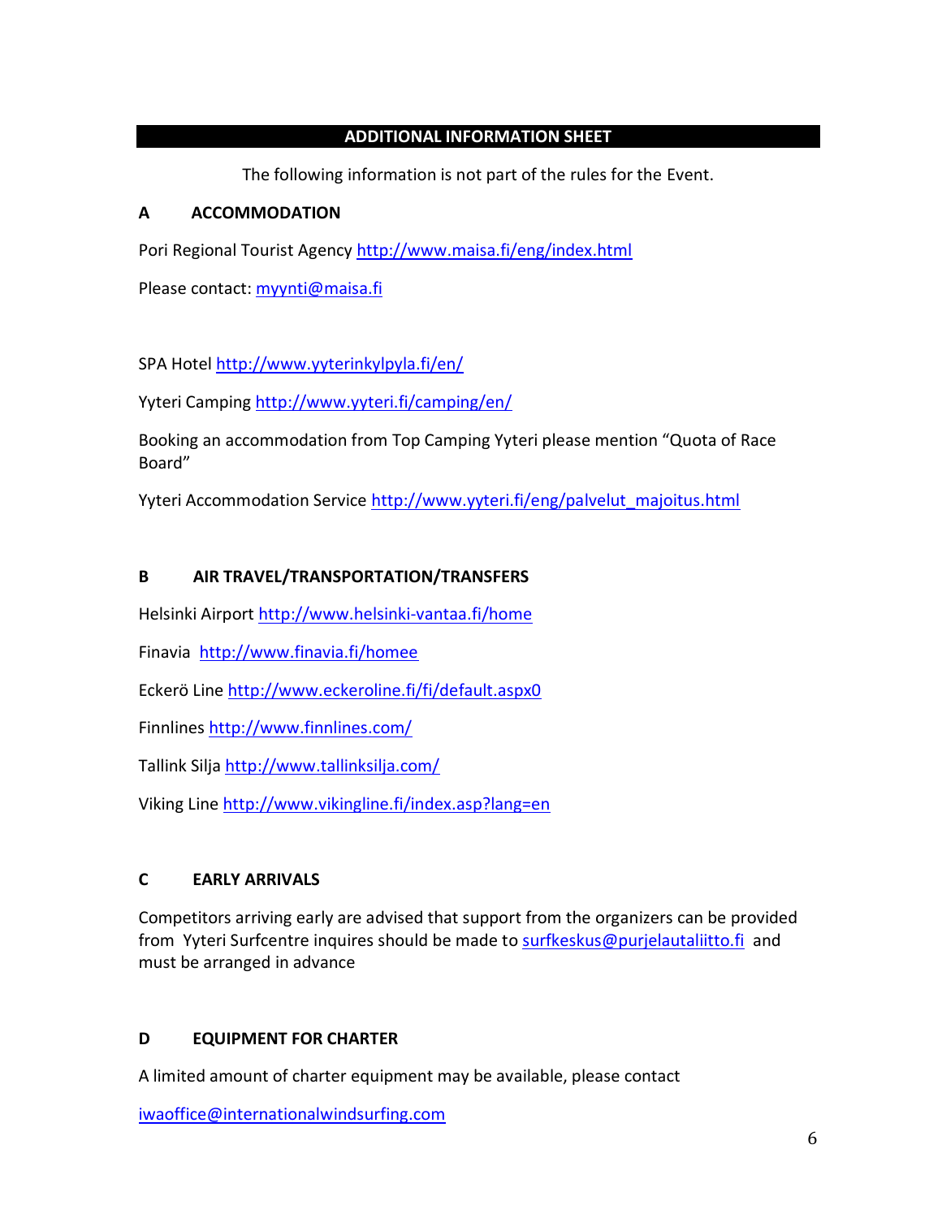## ADDITIONAL INFORMATION SHEET

The following information is not part of the rules for the Event.

### A ACCOMMODATION

Pori Regional Tourist Agency http://www.maisa.fi/eng/index.html

Please contact: myynti@maisa.fi

SPA Hotel http://www.yyterinkylpyla.fi/en/

Yyteri Camping http://www.yyteri.fi/camping/en/

Booking an accommodation from Top Camping Yyteri please mention "Quota of Race Board"

Yyteri Accommodation Service http://www.yyteri.fi/eng/palvelut_majoitus.html

### B AIR TRAVEL/TRANSPORTATION/TRANSFERS

Helsinki Airport http://www.helsinki-vantaa.fi/home

Finavia http://www.finavia.fi/homee

Eckerö Line http://www.eckeroline.fi/fi/default.aspx0

Finnlines http://www.finnlines.com/

Tallink Silja http://www.tallinksilja.com/

Viking Line http://www.vikingline.fi/index.asp?lang=en

### C EARLY ARRIVALS

Competitors arriving early are advised that support from the organizers can be provided from Yyteri Surfcentre inquires should be made to surfkeskus@purjelautaliitto.fi and must be arranged in advance

### D EQUIPMENT FOR CHARTER

A limited amount of charter equipment may be available, please contact

iwaoffice@internationalwindsurfing.com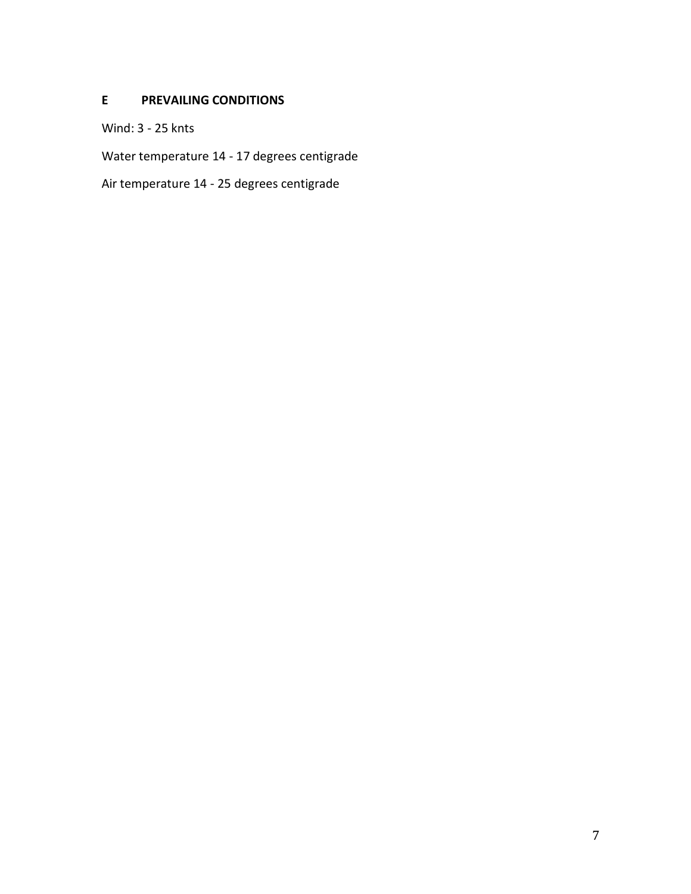## E PREVAILING CONDITIONS

Wind: 3 - 25 knts

Water temperature 14 - 17 degrees centigrade

Air temperature 14 - 25 degrees centigrade